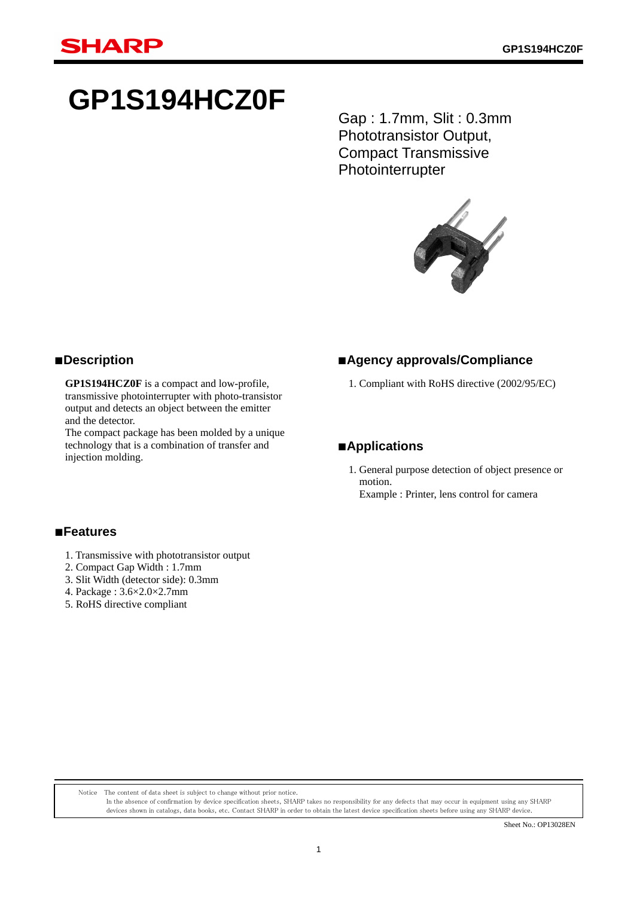# GP1S194HCZ0F

Gap : 1.7mm, Slit : 0.3mm
Phototransistor Output,
Compact Transmissive
Photointerrupter

## ■Description

**GP1S194HCZ0F** is a compact and low-profile, transmissive photointerrupter with photo-transistor output and detects an object between the emitter and the detector.
The compact package has been molded by a unique technology that is a combination of transfer and injection molding.

## ■Features

1. Transmissive with phototransistor output
2. Compact Gap Width : 1.7mm
3. Slit Width (detector side): 0.3mm
4. Package : 3.6×2.0×2.7mm
5. RoHS directive compliant

## ■Agency approvals/Compliance

1. Compliant with RoHS directive (2002/95/EC)

## ■Applications

1. General purpose detection of object presence or motion.
   Example : Printer, lens control for camera

Notice The content of data sheet is subject to change without prior notice.
In the absence of confirmation by device specification sheets, SHARP takes no responsibility for any defects that may occur in equipment using any SHARP devices shown in catalogs, data books, etc. Contact SHARP in order to obtain the latest device specification sheets before using any SHARP device.

Sheet No.: OP13028EN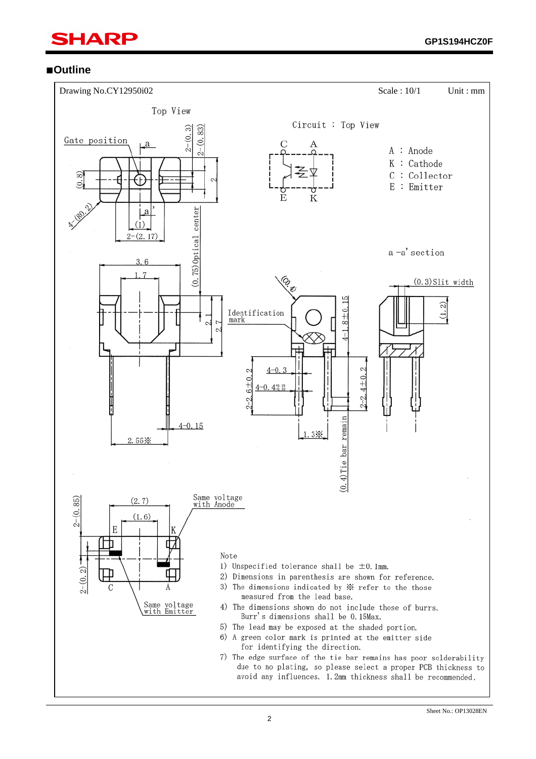## ■Outline

Drawing No.CY12950i02 Scale : 10/1 Unit : mm

Top View

Circuit : Top View

A : Anode
K : Cathode
C : Collector
E : Emitter

a −a' section

Note

1) Unspecified tolerance shall be ±0.1mm.
2) Dimensions in parenthesis are shown for reference.
3) The dimensions indicated by ※ refer to the those measured from the lead base.
4) The dimensions shown do not include those of burrs. Burr's dimensions shall be 0.15Max.
5) The lead may be exposed at the shaded portion.
6) A green color mark is printed at the emitter side for identifying the direction.
7) The edge surface of the tie bar remains has poor solderability due to no plating, so please select a proper PCB thickness to avoid any influences. 1.2mm thickness shall be recommended.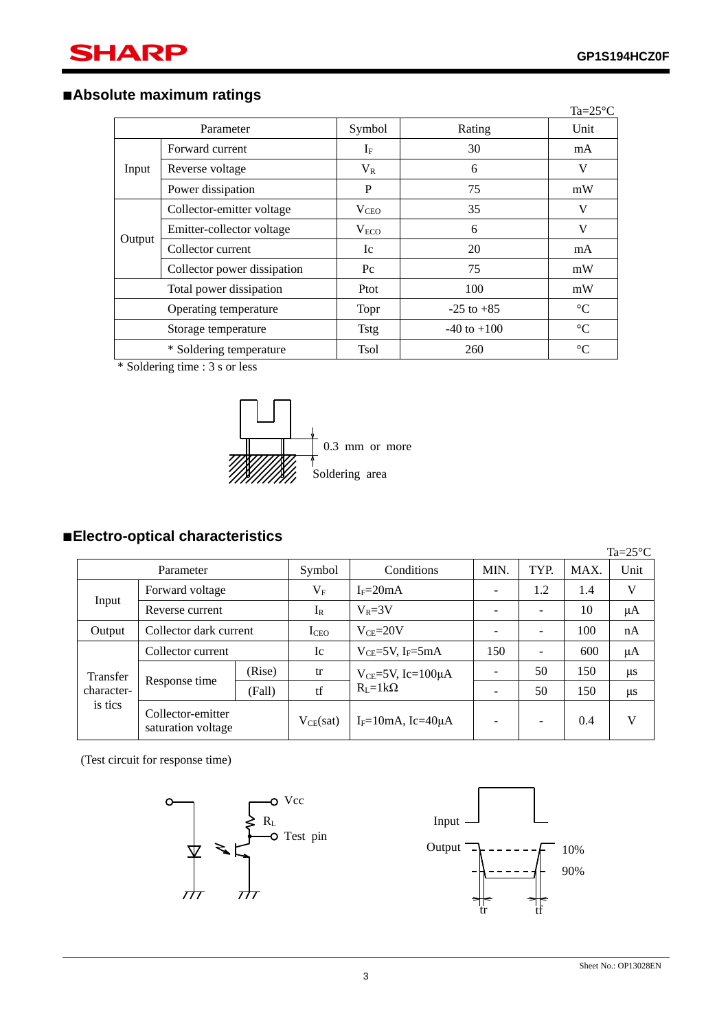## ■Absolute maximum ratings

Ta=25°C

| Parameter | | Symbol | Rating | Unit |
|---|---|---|---|---|
| Input | Forward current | $I_F$ | 30 | mA |
| | Reverse voltage | $V_R$ | 6 | V |
| | Power dissipation | P | 75 | mW |
| Output | Collector-emitter voltage | $V_{CEO}$ | 35 | V |
| | Emitter-collector voltage | $V_{ECO}$ | 6 | V |
| | Collector current | Ic | 20 | mA |
| | Collector power dissipation | Pc | 75 | mW |
| Total power dissipation | | Ptot | 100 | mW |
| Operating temperature | | Topr | -25 to +85 | °C |
| Storage temperature | | Tstg | -40 to +100 | °C |
| * Soldering temperature | | Tsol | 260 | °C |

* Soldering time : 3 s or less

0.3 mm or more

Soldering area

## ■Electro-optical characteristics

Ta=25°C

| Parameter | | | Symbol | Conditions | MIN. | TYP. | MAX. | Unit |
|---|---|---|---|---|---|---|---|---|
| Input | Forward voltage | | $V_F$ | $I_F$=20mA | - | 1.2 | 1.4 | V |
| | Reverse current | | $I_R$ | $V_R$=3V | - | - | 10 | μA |
| Output | Collector dark current | | $I_{CEO}$ | $V_{CE}$=20V | - | - | 100 | nA |
| Transfer characteristics | Collector current | | Ic | $V_{CE}$=5V, $I_F$=5mA | 150 | - | 600 | μA |
| | Response time | (Rise) | tr | $V_{CE}$=5V, Ic=100μA $R_L$=1kΩ | - | 50 | 150 | μs |
| | | (Fall) | tf | | - | 50 | 150 | μs |
| | Collector-emitter saturation voltage | | $V_{CE}$(sat) | $I_F$=10mA, Ic=40μA | - | - | 0.4 | V |

(Test circuit for response time)

Vcc

$R_L$

Test pin

Input

Output

10%

90%

tr

tf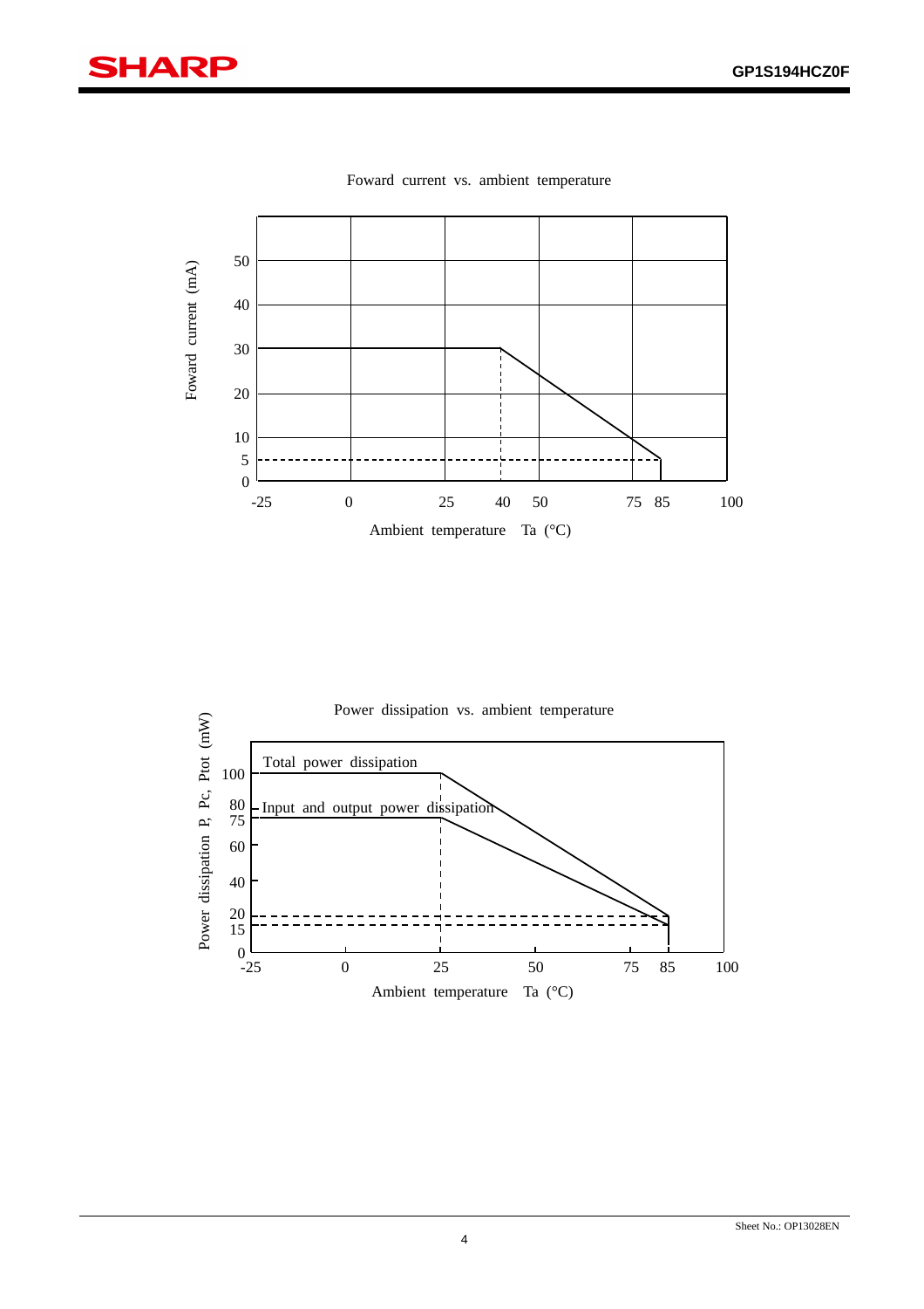Foward current vs. ambient temperature

Foward current (mA)

50
40
30
20
10
5
0

-25 0 25 40 50 75 85 100

Ambient temperature Ta (°C)

Power dissipation vs. ambient temperature

Power dissipation P, Pc, Prot (mW)

Total power dissipation

Input and output power dissipation

100
80
75
60
40
20
15
0

-25 0 25 50 75 85 100

Ambient temperature Ta (°C)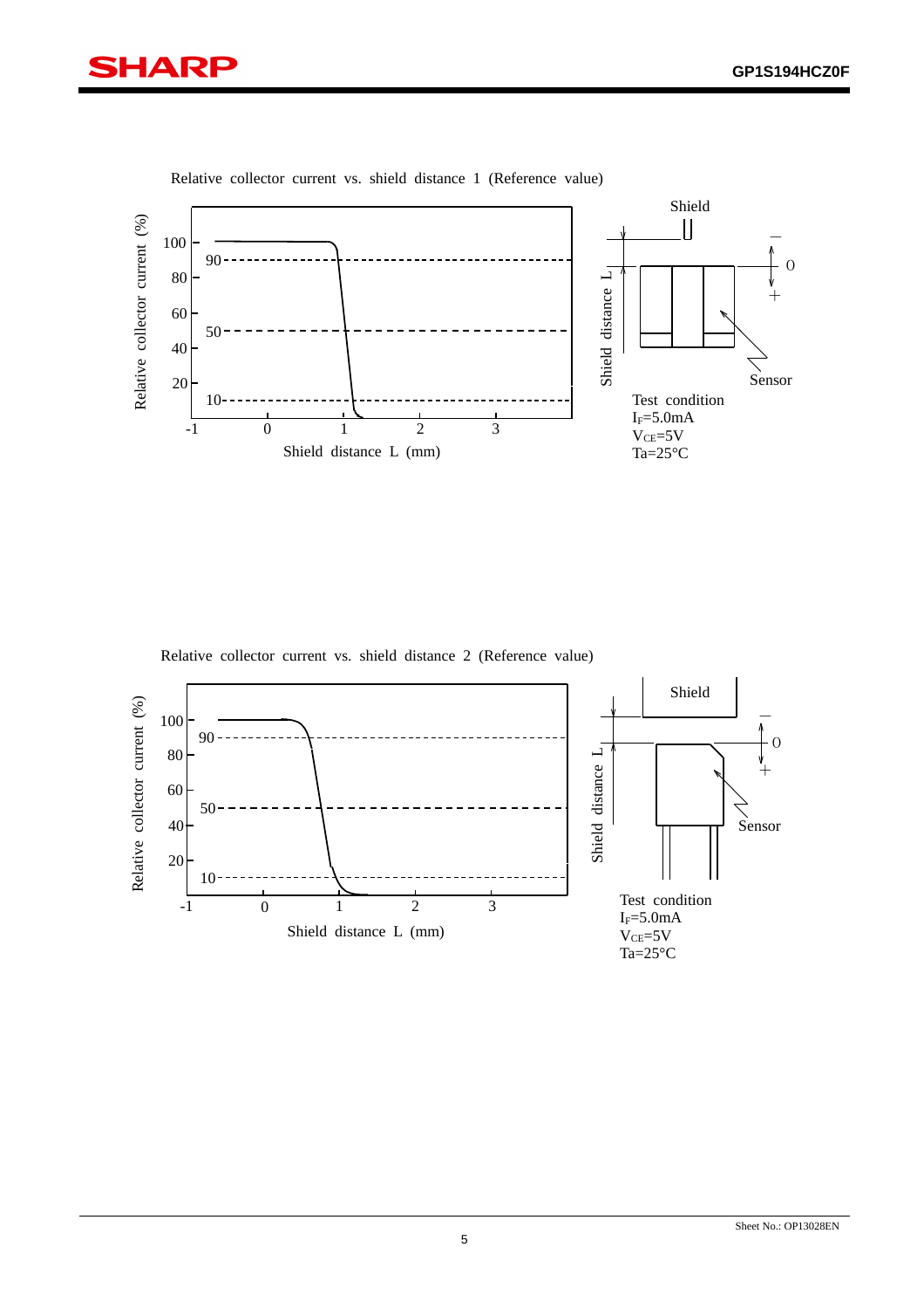Relative collector current vs. shield distance 1 (Reference value)

Test condition
$I_F$=5.0mA
$V_{CE}$=5V
Ta=25°C

Relative collector current vs. shield distance 2 (Reference value)

Test condition
$I_F$=5.0mA
$V_{CE}$=5V
Ta=25°C

Sheet No.: OP13028EN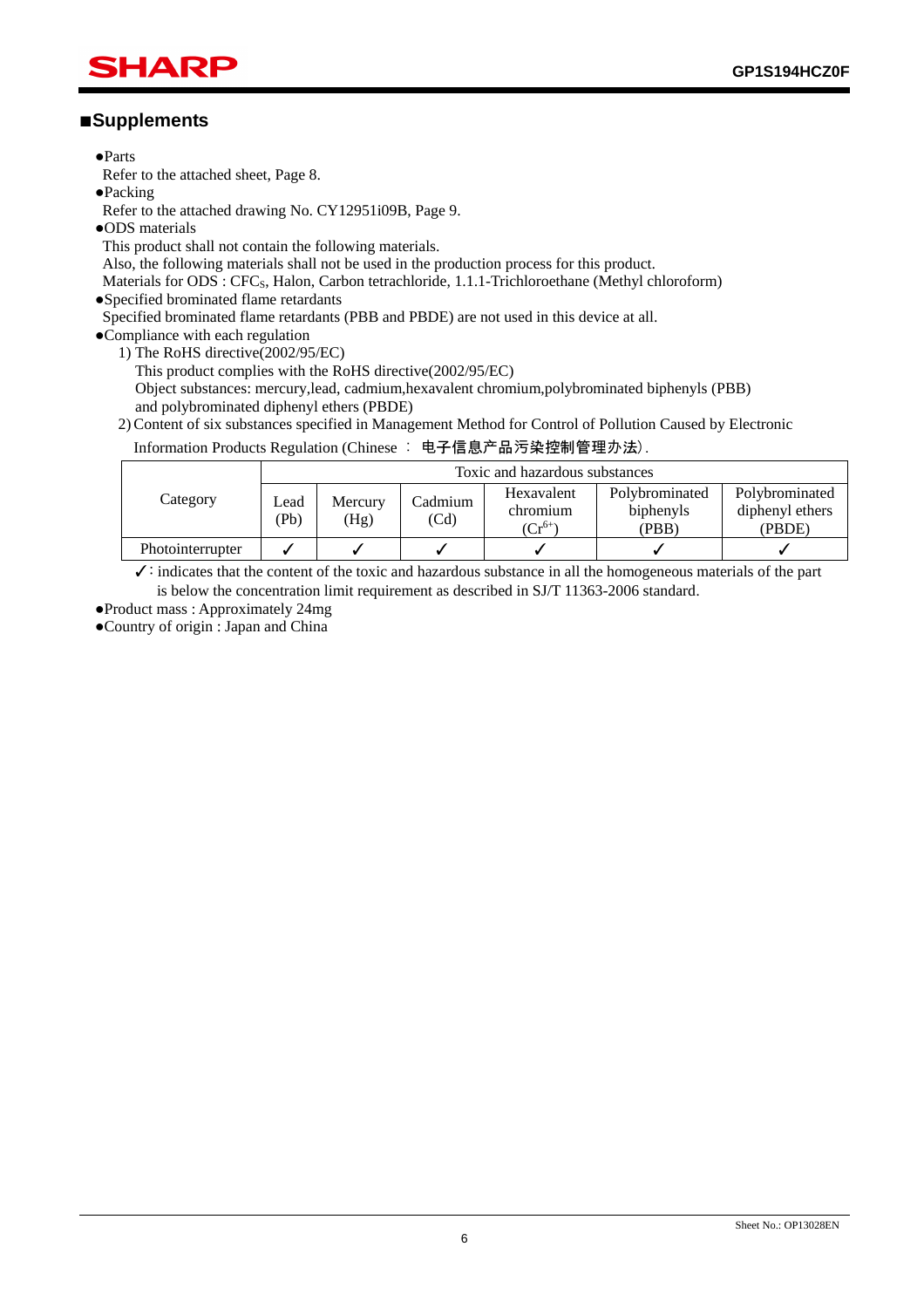## ■Supplements

- ●Parts

  Refer to the attached sheet, Page 8.
- ●Packing

  Refer to the attached drawing No. CY12951i09B, Page 9.
- ●ODS materials

  This product shall not contain the following materials.

  Also, the following materials shall not be used in the production process for this product.

  Materials for ODS : $CFC_S$, Halon, Carbon tetrachloride, 1.1.1-Trichloroethane (Methyl chloroform)
- ●Specified brominated flame retardants

  Specified brominated flame retardants (PBB and PBDE) are not used in this device at all.
- ●Compliance with each regulation

  1) The RoHS directive(2002/95/EC)

     This product complies with the RoHS directive(2002/95/EC)

     Object substances: mercury,lead, cadmium,hexavalent chromium,polybrominated biphenyls (PBB) and polybrominated diphenyl ethers (PBDE)

  2) Content of six substances specified in Management Method for Control of Pollution Caused by Electronic Information Products Regulation (Chinese ： 电子信息产品污染控制管理办法).

| Category | Toxic and hazardous substances | | | | | |
|---|---|---|---|---|---|---|
| | Lead (Pb) | Mercury (Hg) | Cadmium (Cd) | Hexavalent chromium ($Cr^{6+}$) | Polybrominated biphenyls (PBB) | Polybrominated diphenyl ethers (PBDE) |
| Photointerrupter | ✓ | ✓ | ✓ | ✓ | ✓ | ✓ |

✓: indicates that the content of the toxic and hazardous substance in all the homogeneous materials of the part is below the concentration limit requirement as described in SJ/T 11363-2006 standard.

- ●Product mass : Approximately 24mg
- ●Country of origin : Japan and China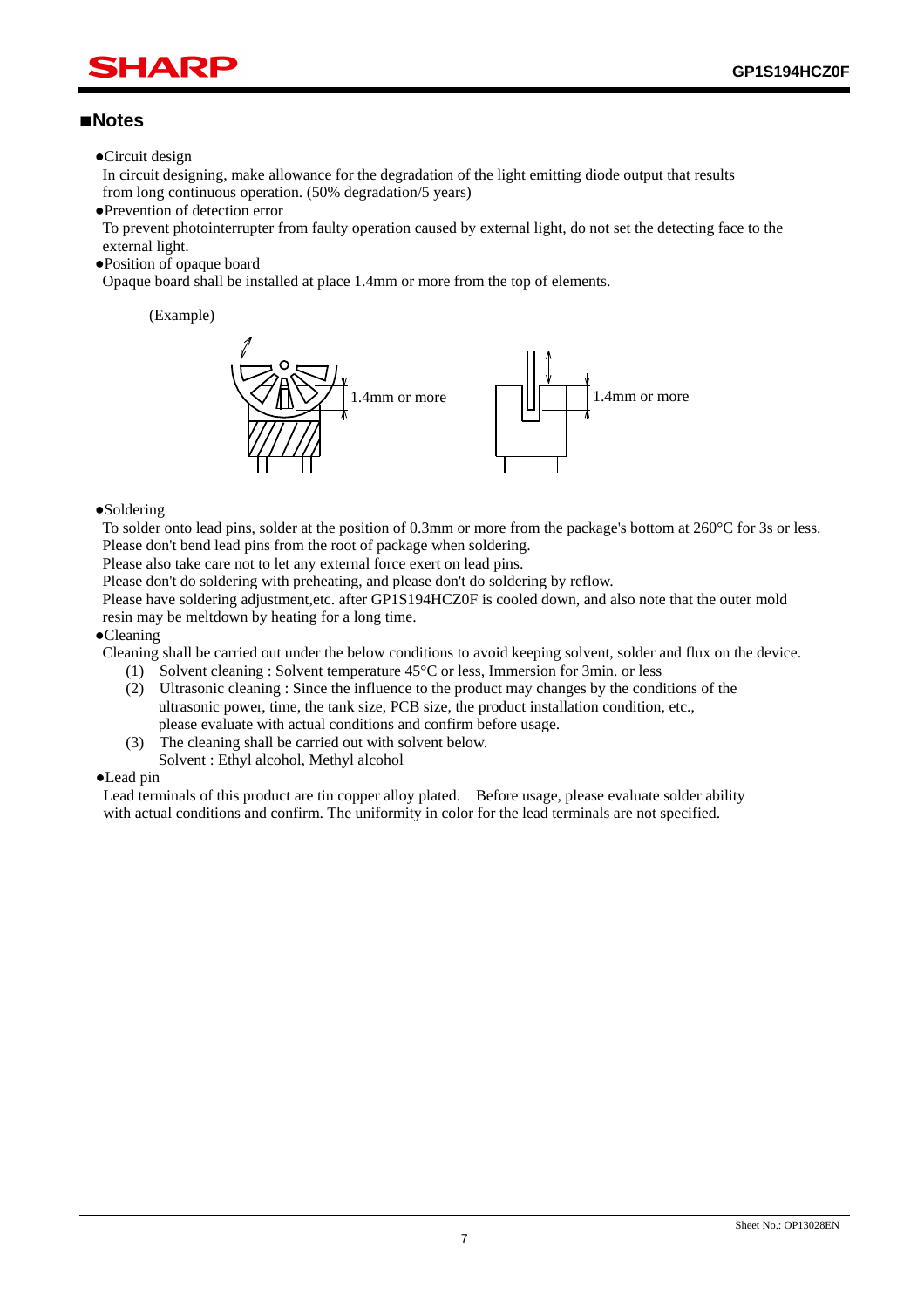## ■Notes

●Circuit design

In circuit designing, make allowance for the degradation of the light emitting diode output that results from long continuous operation. (50% degradation/5 years)

●Prevention of detection error

To prevent photointerrupter from faulty operation caused by external light, do not set the detecting face to the external light.

●Position of opaque board

Opaque board shall be installed at place 1.4mm or more from the top of elements.

(Example)

1.4mm or more

1.4mm or more

●Soldering

To solder onto lead pins, solder at the position of 0.3mm or more from the package's bottom at 260°C for 3s or less.
Please don't bend lead pins from the root of package when soldering.
Please also take care not to let any external force exert on lead pins.
Please don't do soldering with preheating, and please don't do soldering by reflow.
Please have soldering adjustment,etc. after GP1S194HCZ0F is cooled down, and also note that the outer mold resin may be meltdown by heating for a long time.

●Cleaning

Cleaning shall be carried out under the below conditions to avoid keeping solvent, solder and flux on the device.

(1) Solvent cleaning : Solvent temperature 45°C or less, Immersion for 3min. or less
(2) Ultrasonic cleaning : Since the influence to the product may changes by the conditions of the ultrasonic power, time, the tank size, PCB size, the product installation condition, etc., please evaluate with actual conditions and confirm before usage.
(3) The cleaning shall be carried out with solvent below.
 Solvent : Ethyl alcohol, Methyl alcohol

●Lead pin

Lead terminals of this product are tin copper alloy plated. Before usage, please evaluate solder ability with actual conditions and confirm. The uniformity in color for the lead terminals are not specified.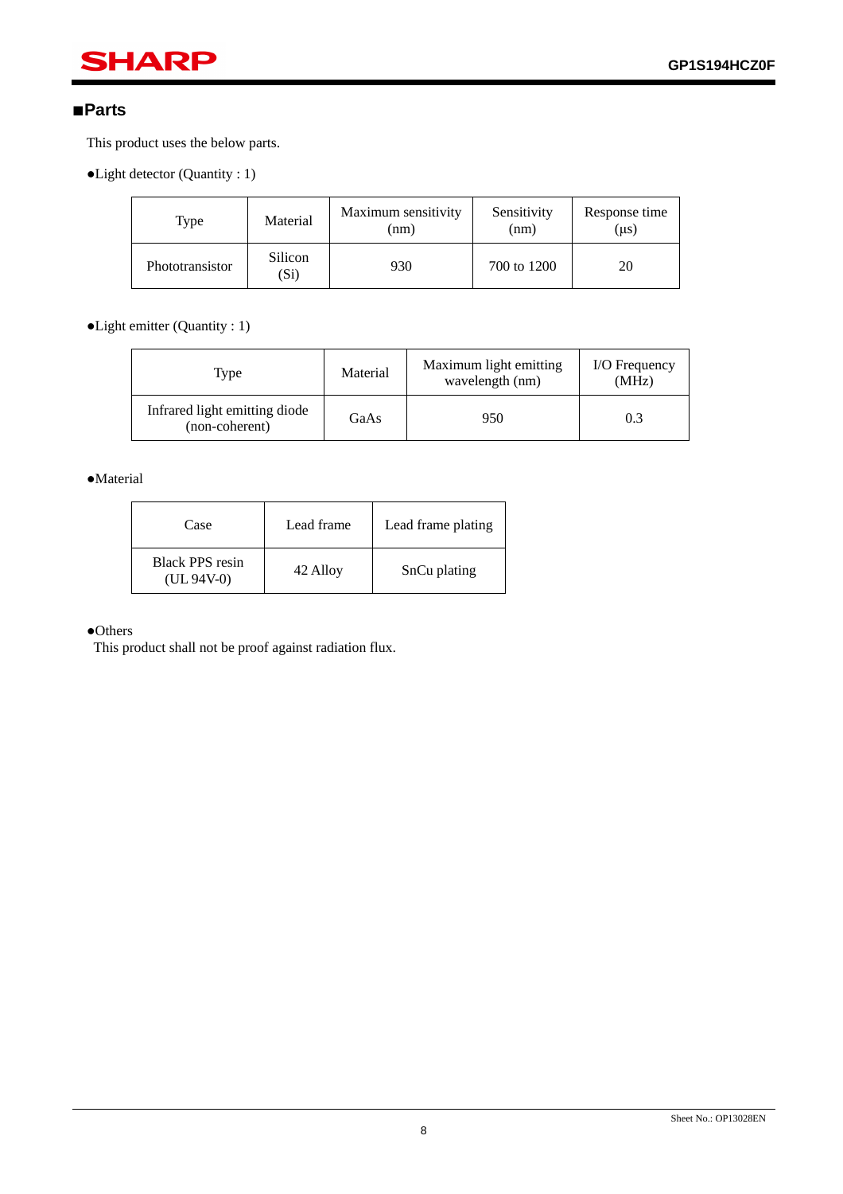## ■Parts

This product uses the below parts.

●Light detector (Quantity : 1)

| Type | Material | Maximum sensitivity (nm) | Sensitivity (nm) | Response time (μs) |
|---|---|---|---|---|
| Phototransistor | Silicon (Si) | 930 | 700 to 1200 | 20 |

●Light emitter (Quantity : 1)

| Type | Material | Maximum light emitting wavelength (nm) | I/O Frequency (MHz) |
|---|---|---|---|
| Infrared light emitting diode (non-coherent) | GaAs | 950 | 0.3 |

●Material

| Case | Lead frame | Lead frame plating |
|---|---|---|
| Black PPS resin (UL 94V-0) | 42 Alloy | SnCu plating |

●Others

This product shall not be proof against radiation flux.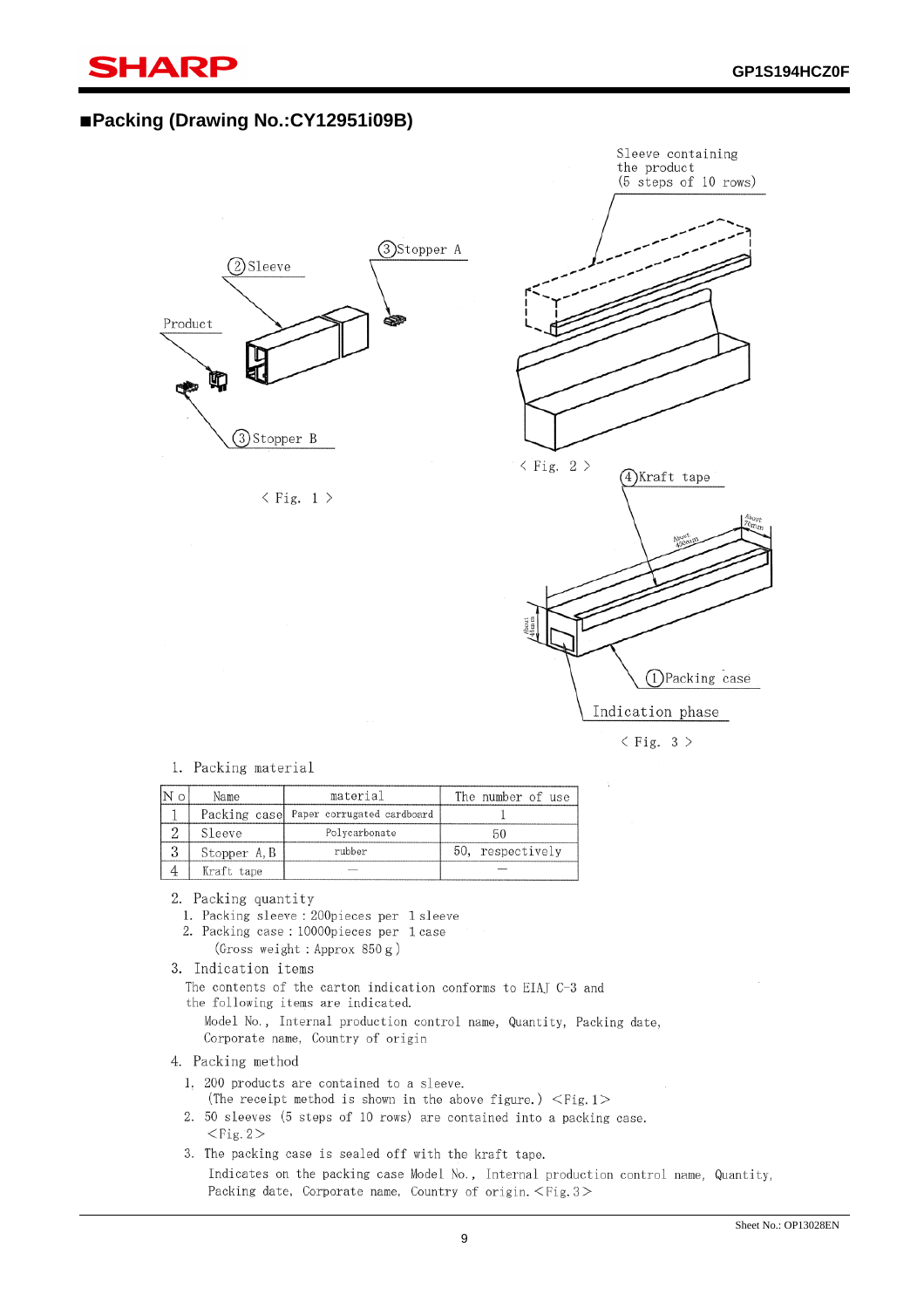## ■Packing (Drawing No.:CY12951i09B)

Sleeve containing the product (5 steps of 10 rows)

③Stopper A

②Sleeve

Product

③Stopper B

< Fig. 1 >

< Fig. 2 >

④Kraft tape

About 70mm

About 490mm

About 45mm

①Packing case

Indication phase

< Fig. 3 >

1. Packing material

| No | Name | material | The number of use |
|---|---|---|---|
| 1 | Packing case | Paper corrugated cardboard | 1 |
| 2 | Sleeve | Polycarbonate | 50 |
| 3 | Stopper A, B | rubber | 50, respectively |
| 4 | Kraft tape | — | — |

2. Packing quantity
   1. Packing sleeve : 200pieces per 1 sleeve
   2. Packing case : 10000pieces per 1 case
      (Gross weight : Approx 850 g )

3. Indication items
   The contents of the carton indication conforms to EIAJ C-3 and the following items are indicated.
   Model No., Internal production control name, Quantity, Packing date, Corporate name, Country of origin

4. Packing method
   1. 200 products are contained to a sleeve.
      (The receipt method is shown in the above figure.) <Fig.1>
   2. 50 sleeves (5 steps of 10 rows) are contained into a packing case.
      <Fig.2>
   3. The packing case is sealed off with the kraft tape.
      Indicates on the packing case Model No., Internal production control name, Quantity, Packing date, Corporate name, Country of origin. <Fig.3>

Sheet No.: OP13028EN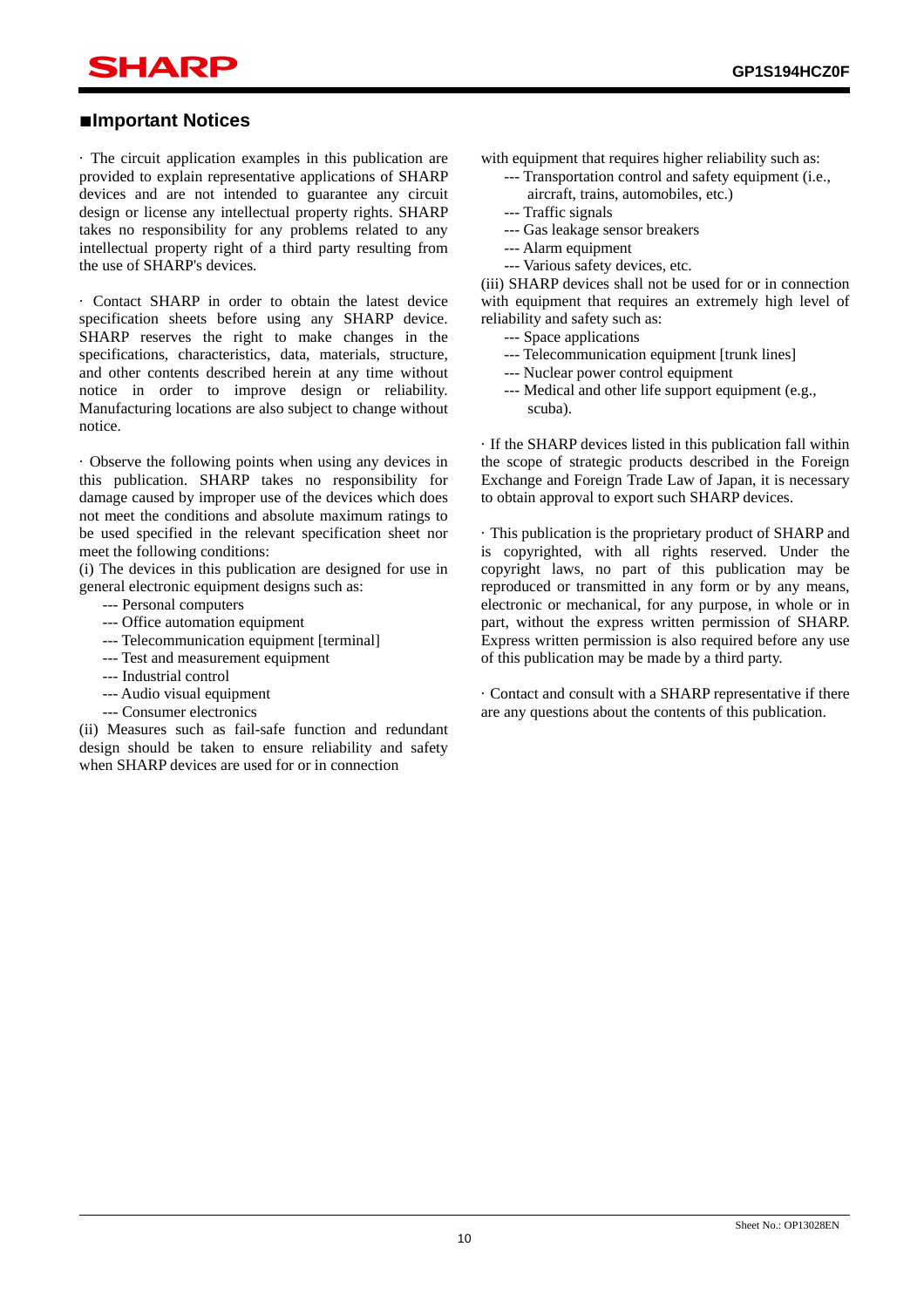## ■Important Notices

· The circuit application examples in this publication are provided to explain representative applications of SHARP devices and are not intended to guarantee any circuit design or license any intellectual property rights. SHARP takes no responsibility for any problems related to any intellectual property right of a third party resulting from the use of SHARP's devices.

· Contact SHARP in order to obtain the latest device specification sheets before using any SHARP device. SHARP reserves the right to make changes in the specifications, characteristics, data, materials, structure, and other contents described herein at any time without notice in order to improve design or reliability. Manufacturing locations are also subject to change without notice.

· Observe the following points when using any devices in this publication. SHARP takes no responsibility for damage caused by improper use of the devices which does not meet the conditions and absolute maximum ratings to be used specified in the relevant specification sheet nor meet the following conditions:

(i) The devices in this publication are designed for use in general electronic equipment designs such as:

--- Personal computers
--- Office automation equipment
--- Telecommunication equipment [terminal]
--- Test and measurement equipment
--- Industrial control
--- Audio visual equipment
--- Consumer electronics

(ii) Measures such as fail-safe function and redundant design should be taken to ensure reliability and safety when SHARP devices are used for or in connection with equipment that requires higher reliability such as:

--- Transportation control and safety equipment (i.e., aircraft, trains, automobiles, etc.)
--- Traffic signals
--- Gas leakage sensor breakers
--- Alarm equipment
--- Various safety devices, etc.

(iii) SHARP devices shall not be used for or in connection with equipment that requires an extremely high level of reliability and safety such as:

--- Space applications
--- Telecommunication equipment [trunk lines]
--- Nuclear power control equipment
--- Medical and other life support equipment (e.g., scuba).

· If the SHARP devices listed in this publication fall within the scope of strategic products described in the Foreign Exchange and Foreign Trade Law of Japan, it is necessary to obtain approval to export such SHARP devices.

· This publication is the proprietary product of SHARP and is copyrighted, with all rights reserved. Under the copyright laws, no part of this publication may be reproduced or transmitted in any form or by any means, electronic or mechanical, for any purpose, in whole or in part, without the express written permission of SHARP. Express written permission is also required before any use of this publication may be made by a third party.

· Contact and consult with a SHARP representative if there are any questions about the contents of this publication.